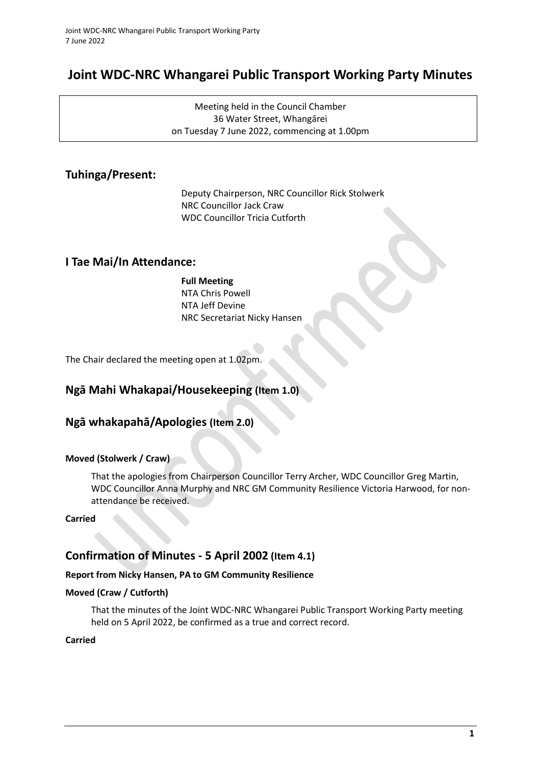# Joint WDC-NRC Whangarei Public Transport Working Party Minutes

Meeting held in the Council Chamber
36 Water Street, Whangārei
on Tuesday 7 June 2022, commencing at 1.00pm

## Tuhinga/Present:

Deputy Chairperson, NRC Councillor Rick Stolwerk
NRC Councillor Jack Craw
WDC Councillor Tricia Cutforth

## I Tae Mai/In Attendance:

**Full Meeting**
NTA Chris Powell
NTA Jeff Devine
NRC Secretariat Nicky Hansen

The Chair declared the meeting open at 1.02pm.

## Ngā Mahi Whakapai/Housekeeping (Item 1.0)

## Ngā whakapahā/Apologies (Item 2.0)

**Moved (Stolwerk / Craw)**

That the apologies from Chairperson Councillor Terry Archer, WDC Councillor Greg Martin, WDC Councillor Anna Murphy and NRC GM Community Resilience Victoria Harwood, for non-attendance be received.

**Carried**

## Confirmation of Minutes - 5 April 2002 (Item 4.1)

**Report from Nicky Hansen, PA to GM Community Resilience**

**Moved (Craw / Cutforth)**

That the minutes of the Joint WDC-NRC Whangarei Public Transport Working Party meeting held on 5 April 2022, be confirmed as a true and correct record.

**Carried**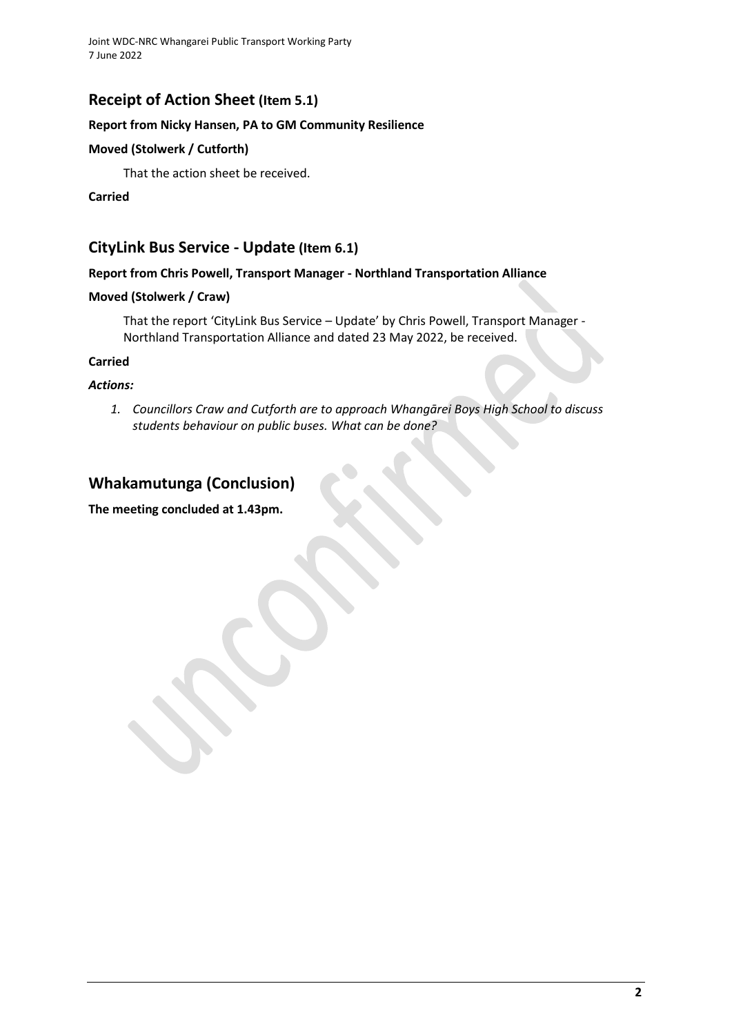## Receipt of Action Sheet (Item 5.1)

**Report from Nicky Hansen, PA to GM Community Resilience**

**Moved (Stolwerk / Cutforth)**

That the action sheet be received.

**Carried**

## CityLink Bus Service - Update (Item 6.1)

**Report from Chris Powell, Transport Manager - Northland Transportation Alliance**

**Moved (Stolwerk / Craw)**

That the report 'CityLink Bus Service – Update' by Chris Powell, Transport Manager - Northland Transportation Alliance and dated 23 May 2022, be received.

**Carried**

***Actions:***

1. *Councillors Craw and Cutforth are to approach Whangārei Boys High School to discuss students behaviour on public buses. What can be done?*

## Whakamutunga (Conclusion)

**The meeting concluded at 1.43pm.**